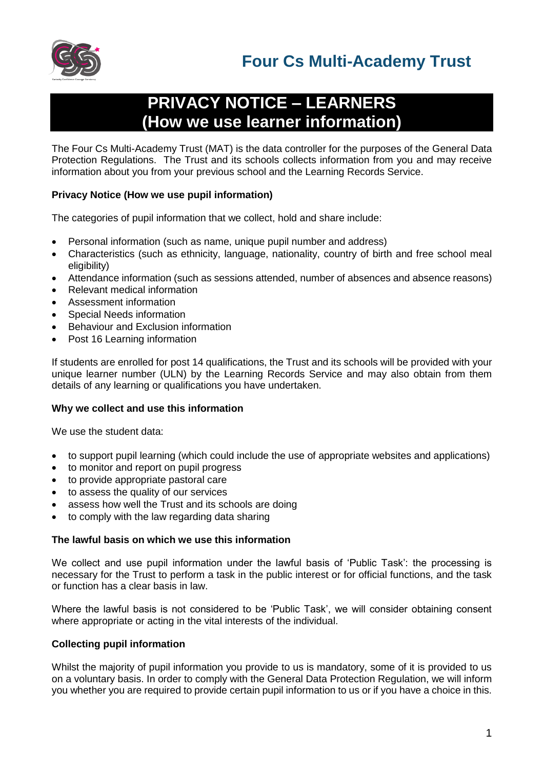# Four Cs Multi-Academy Trust

# PRIVACY NOTICE – LEARNERS (How we use learner information)

The Four Cs Multi-Academy Trust (MAT) is the data controller for the purposes of the General Data Protection Regulations. The Trust and its schools collects information from you and may receive information about you from your previous school and the Learning Records Service.

**Privacy Notice (How we use pupil information)**

The categories of pupil information that we collect, hold and share include:

- Personal information (such as name, unique pupil number and address)
- Characteristics (such as ethnicity, language, nationality, country of birth and free school meal eligibility)
- Attendance information (such as sessions attended, number of absences and absence reasons)
- Relevant medical information
- Assessment information
- Special Needs information
- Behaviour and Exclusion information
- Post 16 Learning information

If students are enrolled for post 14 qualifications, the Trust and its schools will be provided with your unique learner number (ULN) by the Learning Records Service and may also obtain from them details of any learning or qualifications you have undertaken.

**Why we collect and use this information**

We use the student data:

- to support pupil learning (which could include the use of appropriate websites and applications)
- to monitor and report on pupil progress
- to provide appropriate pastoral care
- to assess the quality of our services
- assess how well the Trust and its schools are doing
- to comply with the law regarding data sharing

**The lawful basis on which we use this information**

We collect and use pupil information under the lawful basis of 'Public Task': the processing is necessary for the Trust to perform a task in the public interest or for official functions, and the task or function has a clear basis in law.

Where the lawful basis is not considered to be 'Public Task', we will consider obtaining consent where appropriate or acting in the vital interests of the individual.

**Collecting pupil information**

Whilst the majority of pupil information you provide to us is mandatory, some of it is provided to us on a voluntary basis. In order to comply with the General Data Protection Regulation, we will inform you whether you are required to provide certain pupil information to us or if you have a choice in this.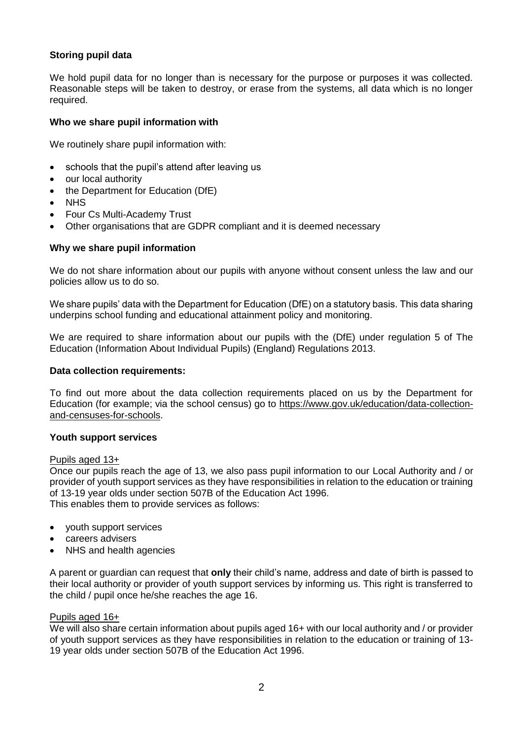**Storing pupil data**

We hold pupil data for no longer than is necessary for the purpose or purposes it was collected. Reasonable steps will be taken to destroy, or erase from the systems, all data which is no longer required.

**Who we share pupil information with**

We routinely share pupil information with:

- schools that the pupil's attend after leaving us
- our local authority
- the Department for Education (DfE)
- NHS
- Four Cs Multi-Academy Trust
- Other organisations that are GDPR compliant and it is deemed necessary

**Why we share pupil information**

We do not share information about our pupils with anyone without consent unless the law and our policies allow us to do so.

We share pupils' data with the Department for Education (DfE) on a statutory basis. This data sharing underpins school funding and educational attainment policy and monitoring.

We are required to share information about our pupils with the (DfE) under regulation 5 of The Education (Information About Individual Pupils) (England) Regulations 2013.

**Data collection requirements:**

To find out more about the data collection requirements placed on us by the Department for Education (for example; via the school census) go to https://www.gov.uk/education/data-collection-and-censuses-for-schools.

**Youth support services**

Pupils aged 13+

Once our pupils reach the age of 13, we also pass pupil information to our Local Authority and / or provider of youth support services as they have responsibilities in relation to the education or training of 13-19 year olds under section 507B of the Education Act 1996.
This enables them to provide services as follows:

- youth support services
- careers advisers
- NHS and health agencies

A parent or guardian can request that **only** their child's name, address and date of birth is passed to their local authority or provider of youth support services by informing us. This right is transferred to the child / pupil once he/she reaches the age 16.

Pupils aged 16+

We will also share certain information about pupils aged 16+ with our local authority and / or provider of youth support services as they have responsibilities in relation to the education or training of 13-19 year olds under section 507B of the Education Act 1996.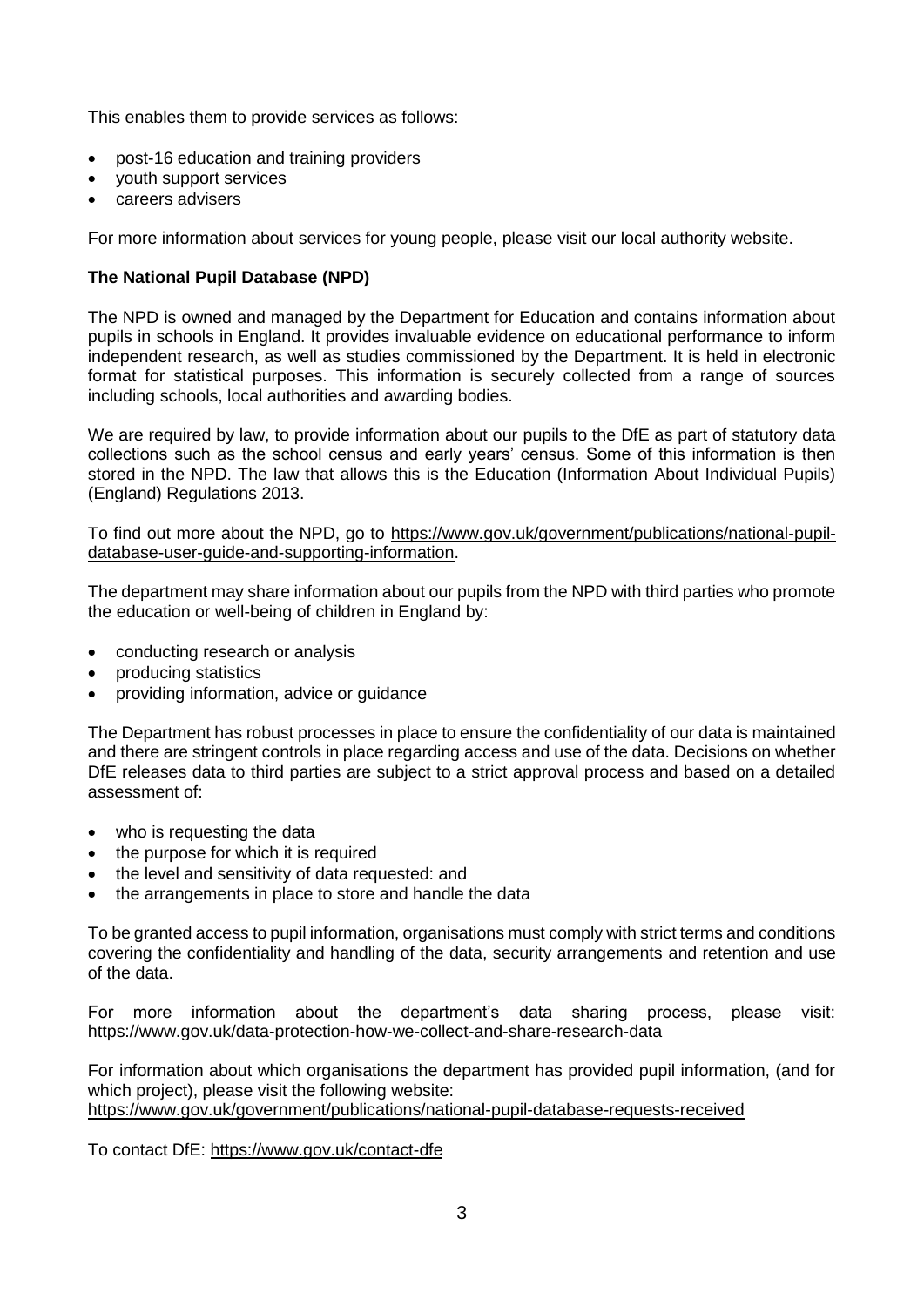This enables them to provide services as follows:

- post-16 education and training providers
- youth support services
- careers advisers

For more information about services for young people, please visit our local authority website.

**The National Pupil Database (NPD)**

The NPD is owned and managed by the Department for Education and contains information about pupils in schools in England. It provides invaluable evidence on educational performance to inform independent research, as well as studies commissioned by the Department. It is held in electronic format for statistical purposes. This information is securely collected from a range of sources including schools, local authorities and awarding bodies.

We are required by law, to provide information about our pupils to the DfE as part of statutory data collections such as the school census and early years' census. Some of this information is then stored in the NPD. The law that allows this is the Education (Information About Individual Pupils) (England) Regulations 2013.

To find out more about the NPD, go to https://www.gov.uk/government/publications/national-pupil-database-user-guide-and-supporting-information.

The department may share information about our pupils from the NPD with third parties who promote the education or well-being of children in England by:

- conducting research or analysis
- producing statistics
- providing information, advice or guidance

The Department has robust processes in place to ensure the confidentiality of our data is maintained and there are stringent controls in place regarding access and use of the data. Decisions on whether DfE releases data to third parties are subject to a strict approval process and based on a detailed assessment of:

- who is requesting the data
- the purpose for which it is required
- the level and sensitivity of data requested: and
- the arrangements in place to store and handle the data

To be granted access to pupil information, organisations must comply with strict terms and conditions covering the confidentiality and handling of the data, security arrangements and retention and use of the data.

For more information about the department's data sharing process, please visit: https://www.gov.uk/data-protection-how-we-collect-and-share-research-data

For information about which organisations the department has provided pupil information, (and for which project), please visit the following website:
https://www.gov.uk/government/publications/national-pupil-database-requests-received

To contact DfE: https://www.gov.uk/contact-dfe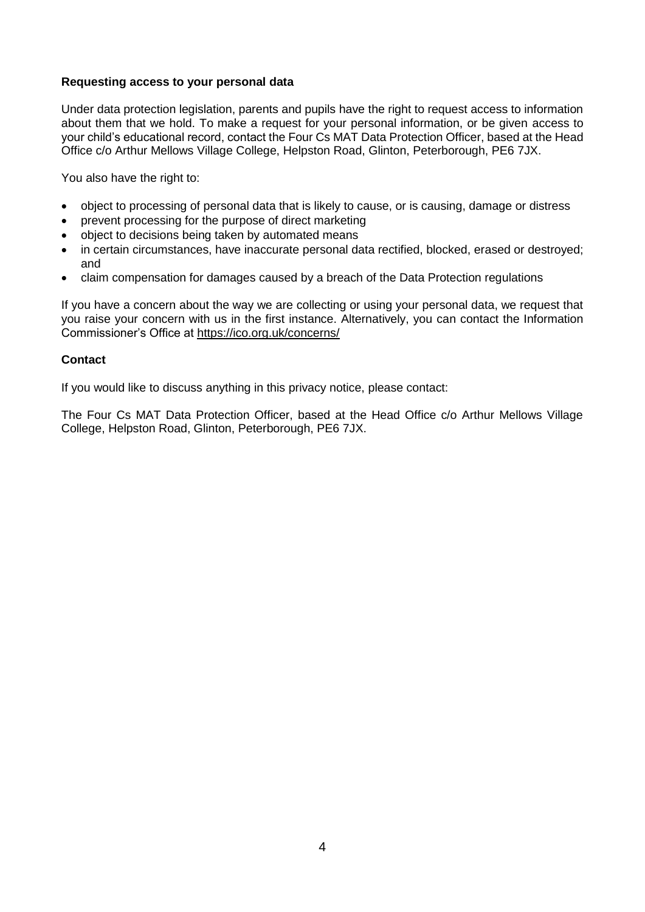**Requesting access to your personal data**

Under data protection legislation, parents and pupils have the right to request access to information about them that we hold. To make a request for your personal information, or be given access to your child's educational record, contact the Four Cs MAT Data Protection Officer, based at the Head Office c/o Arthur Mellows Village College, Helpston Road, Glinton, Peterborough, PE6 7JX.

You also have the right to:

- object to processing of personal data that is likely to cause, or is causing, damage or distress
- prevent processing for the purpose of direct marketing
- object to decisions being taken by automated means
- in certain circumstances, have inaccurate personal data rectified, blocked, erased or destroyed; and
- claim compensation for damages caused by a breach of the Data Protection regulations

If you have a concern about the way we are collecting or using your personal data, we request that you raise your concern with us in the first instance. Alternatively, you can contact the Information Commissioner's Office at https://ico.org.uk/concerns/

**Contact**

If you would like to discuss anything in this privacy notice, please contact:

The Four Cs MAT Data Protection Officer, based at the Head Office c/o Arthur Mellows Village College, Helpston Road, Glinton, Peterborough, PE6 7JX.